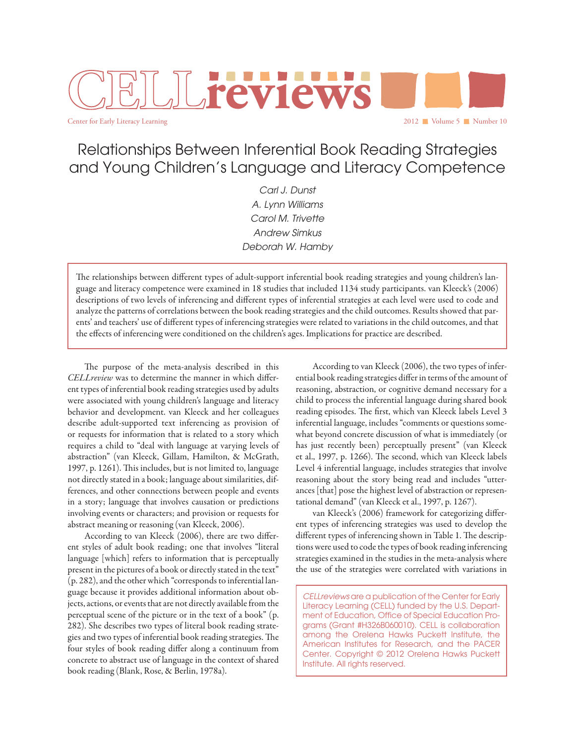# CELLreviews

Center for Early Literacy Learning

2012 ■ Volume 5 ■ Number 10

# Relationships Between Inferential Book Reading Strategies and Young Children's Language and Literacy Competence

*Carl J. Dunst*
*A. Lynn Williams*
*Carol M. Trivette*
*Andrew Simkus*
*Deborah W. Hamby*

The relationships between different types of adult-support inferential book reading strategies and young children's language and literacy competence were examined in 18 studies that included 1134 study participants. van Kleeck's (2006) descriptions of two levels of inferencing and different types of inferential strategies at each level were used to code and analyze the patterns of correlations between the book reading strategies and the child outcomes. Results showed that parents' and teachers' use of different types of inferencing strategies were related to variations in the child outcomes, and that the effects of inferencing were conditioned on the children's ages. Implications for practice are described.

The purpose of the meta-analysis described in this *CELLreview* was to determine the manner in which different types of inferential book reading strategies used by adults were associated with young children's language and literacy behavior and development. van Kleeck and her colleagues describe adult-supported text inferencing as provision of or requests for information that is related to a story which requires a child to "deal with language at varying levels of abstraction" (van Kleeck, Gillam, Hamilton, & McGrath, 1997, p. 1261). This includes, but is not limited to, language not directly stated in a book; language about similarities, differences, and other connections between people and events in a story; language that involves causation or predictions involving events or characters; and provision or requests for abstract meaning or reasoning (van Kleeck, 2006).

According to van Kleeck (2006), there are two different styles of adult book reading; one that involves "literal language [which] refers to information that is perceptually present in the pictures of a book or directly stated in the text" (p. 282), and the other which "corresponds to inferential language because it provides additional information about objects, actions, or events that are not directly available from the perceptual scene of the picture or in the text of a book" (p. 282). She describes two types of literal book reading strategies and two types of inferential book reading strategies. The four styles of book reading differ along a continuum from concrete to abstract use of language in the context of shared book reading (Blank, Rose, & Berlin, 1978a).

According to van Kleeck (2006), the two types of inferential book reading strategies differ in terms of the amount of reasoning, abstraction, or cognitive demand necessary for a child to process the inferential language during shared book reading episodes. The first, which van Kleeck labels Level 3 inferential language, includes "comments or questions somewhat beyond concrete discussion of what is immediately (or has just recently been) perceptually present" (van Kleeck et al., 1997, p. 1266). The second, which van Kleeck labels Level 4 inferential language, includes strategies that involve reasoning about the story being read and includes "utterances [that] pose the highest level of abstraction or representational demand" (van Kleeck et al., 1997, p. 1267).

van Kleeck's (2006) framework for categorizing different types of inferencing strategies was used to develop the different types of inferencing shown in Table 1. The descriptions were used to code the types of book reading inferencing strategies examined in the studies in the meta-analysis where the use of the strategies were correlated with variations in

*CELLreviews* are a publication of the Center for Early Literacy Learning (CELL) funded by the U.S. Department of Education, Office of Special Education Programs (Grant #H326B060010). CELL is collaboration among the Orelena Hawks Puckett Institute, the American Institutes for Research, and the PACER Center. Copyright © 2012 Orelena Hawks Puckett Institute. All rights reserved.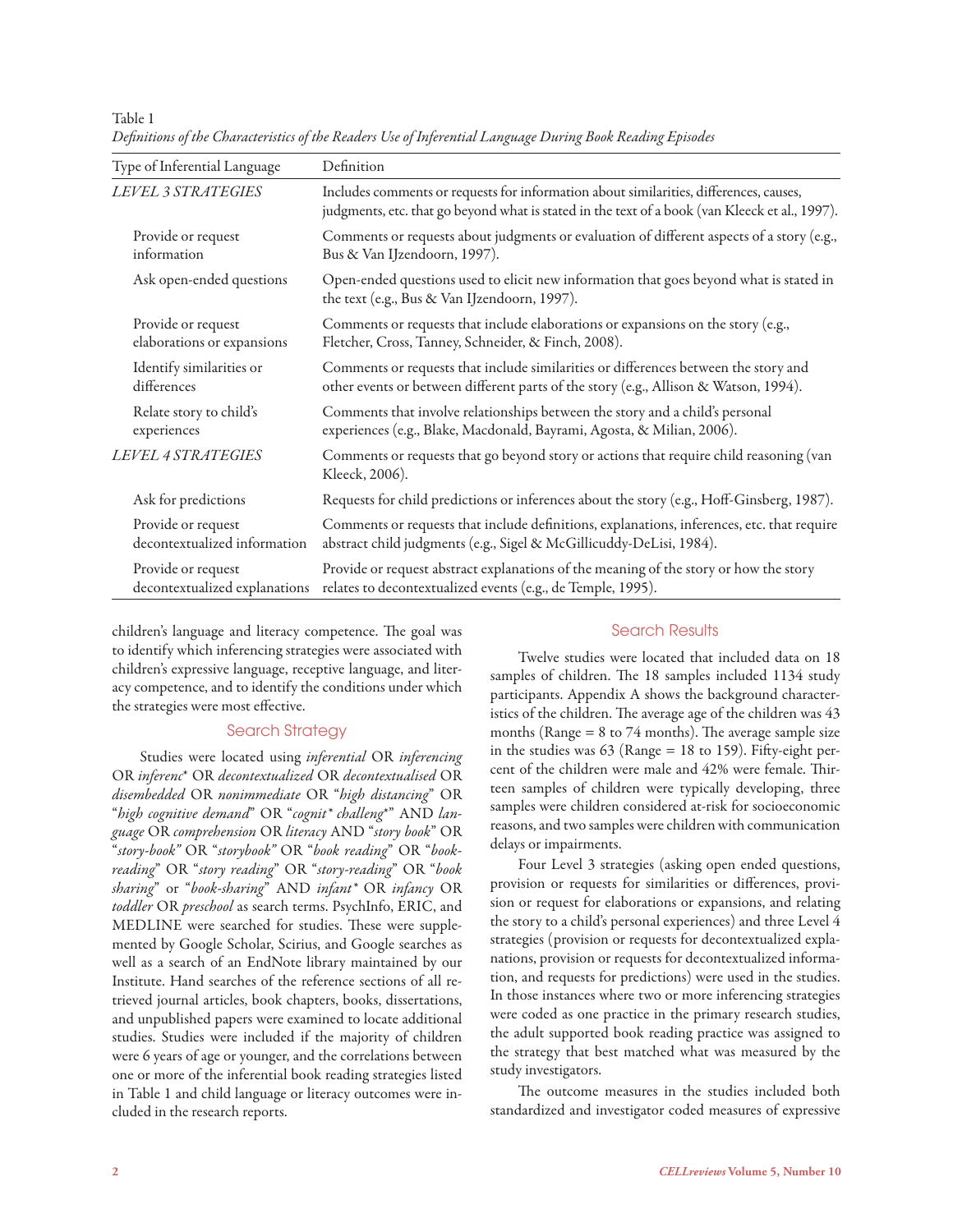Table 1
*Definitions of the Characteristics of the Readers Use of Inferential Language During Book Reading Episodes*

| Type of Inferential Language | Definition |
|---|---|
| *LEVEL 3 STRATEGIES* | Includes comments or requests for information about similarities, differences, causes, judgments, etc. that go beyond what is stated in the text of a book (van Kleeck et al., 1997). |
| Provide or request information | Comments or requests about judgments or evaluation of different aspects of a story (e.g., Bus & Van IJzendoorn, 1997). |
| Ask open-ended questions | Open-ended questions used to elicit new information that goes beyond what is stated in the text (e.g., Bus & Van IJzendoorn, 1997). |
| Provide or request elaborations or expansions | Comments or requests that include elaborations or expansions on the story (e.g., Fletcher, Cross, Tanney, Schneider, & Finch, 2008). |
| Identify similarities or differences | Comments or requests that include similarities or differences between the story and other events or between different parts of the story (e.g., Allison & Watson, 1994). |
| Relate story to child's experiences | Comments that involve relationships between the story and a child's personal experiences (e.g., Blake, Macdonald, Bayrami, Agosta, & Milian, 2006). |
| *LEVEL 4 STRATEGIES* | Comments or requests that go beyond story or actions that require child reasoning (van Kleeck, 2006). |
| Ask for predictions | Requests for child predictions or inferences about the story (e.g., Hoff-Ginsberg, 1987). |
| Provide or request decontextualized information | Comments or requests that include definitions, explanations, inferences, etc. that require abstract child judgments (e.g., Sigel & McGillicuddy-DeLisi, 1984). |
| Provide or request decontextualized explanations | Provide or request abstract explanations of the meaning of the story or how the story relates to decontextualized events (e.g., de Temple, 1995). |

children's language and literacy competence. The goal was to identify which inferencing strategies were associated with children's expressive language, receptive language, and literacy competence, and to identify the conditions under which the strategies were most effective.

## Search Strategy

Studies were located using *inferential* OR *inferencing* OR *inferenc\** OR *decontextualized* OR *decontextualised* OR *disembedded* OR *nonimmediate* OR "*high distancing*" OR "*high cognitive demand*" OR "*cognit\* challeng\**" AND *language* OR *comprehension* OR *literacy* AND "*story book*" OR "*story-book*" OR "*storybook*" OR "*book reading*" OR "*book-reading*" OR "*story reading*" OR "*story-reading*" OR "*book sharing*" or "*book-sharing*" AND *infant\** OR *infancy* OR *toddler* OR *preschool* as search terms. PsychInfo, ERIC, and MEDLINE were searched for studies. These were supplemented by Google Scholar, Scirius, and Google searches as well as a search of an EndNote library maintained by our Institute. Hand searches of the reference sections of all retrieved journal articles, book chapters, books, dissertations, and unpublished papers were examined to locate additional studies. Studies were included if the majority of children were 6 years of age or younger, and the correlations between one or more of the inferential book reading strategies listed in Table 1 and child language or literacy outcomes were included in the research reports.

## Search Results

Twelve studies were located that included data on 18 samples of children. The 18 samples included 1134 study participants. Appendix A shows the background characteristics of the children. The average age of the children was 43 months (Range = 8 to 74 months). The average sample size in the studies was 63 (Range = 18 to 159). Fifty-eight percent of the children were male and 42% were female. Thirteen samples of children were typically developing, three samples were children considered at-risk for socioeconomic reasons, and two samples were children with communication delays or impairments.

Four Level 3 strategies (asking open ended questions, provision or requests for similarities or differences, provision or request for elaborations or expansions, and relating the story to a child's personal experiences) and three Level 4 strategies (provision or requests for decontextualized explanations, provision or requests for decontextualized information, and requests for predictions) were used in the studies. In those instances where two or more inferencing strategies were coded as one practice in the primary research studies, the adult supported book reading practice was assigned to the strategy that best matched what was measured by the study investigators.

The outcome measures in the studies included both standardized and investigator coded measures of expressive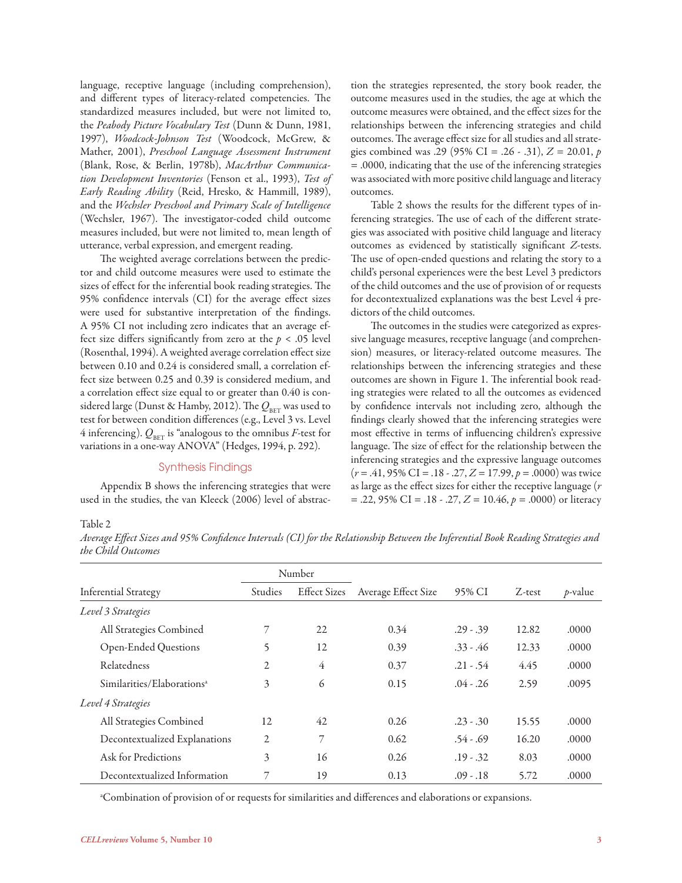language, receptive language (including comprehension), and different types of literacy-related competencies. The standardized measures included, but were not limited to, the *Peabody Picture Vocabulary Test* (Dunn & Dunn, 1981, 1997), *Woodcock-Johnson Test* (Woodcock, McGrew, & Mather, 2001), *Preschool Language Assessment Instrument* (Blank, Rose, & Berlin, 1978b), *MacArthur Communication Development Inventories* (Fenson et al., 1993), *Test of Early Reading Ability* (Reid, Hresko, & Hammill, 1989), and the *Wechsler Preschool and Primary Scale of Intelligence* (Wechsler, 1967). The investigator-coded child outcome measures included, but were not limited to, mean length of utterance, verbal expression, and emergent reading.

The weighted average correlations between the predictor and child outcome measures were used to estimate the sizes of effect for the inferential book reading strategies. The 95% confidence intervals (CI) for the average effect sizes were used for substantive interpretation of the findings. A 95% CI not including zero indicates that an average effect size differs significantly from zero at the $p < .05$ level (Rosenthal, 1994). A weighted average correlation effect size between 0.10 and 0.24 is considered small, a correlation effect size between 0.25 and 0.39 is considered medium, and a correlation effect size equal to or greater than 0.40 is considered large (Dunst & Hamby, 2012). The $Q_{BET}$ was used to test for between condition differences (e.g., Level 3 vs. Level 4 inferencing). $Q_{BET}$ is "analogous to the omnibus $F$-test for variations in a one-way ANOVA" (Hedges, 1994, p. 292).

## Synthesis Findings

Appendix B shows the inferencing strategies that were used in the studies, the van Kleeck (2006) level of abstraction the strategies represented, the story book reader, the outcome measures used in the studies, the age at which the outcome measures were obtained, and the effect sizes for the relationships between the inferencing strategies and child outcomes. The average effect size for all studies and all strategies combined was .29 (95% CI = .26 - .31), $Z = 20.01$, $p = .0000$, indicating that the use of the inferencing strategies was associated with more positive child language and literacy outcomes.

Table 2 shows the results for the different types of inferencing strategies. The use of each of the different strategies was associated with positive child language and literacy outcomes as evidenced by statistically significant $Z$-tests. The use of open-ended questions and relating the story to a child's personal experiences were the best Level 3 predictors of the child outcomes and the use of provision of or requests for decontextualized explanations was the best Level 4 predictors of the child outcomes.

The outcomes in the studies were categorized as expressive language measures, receptive language (and comprehension) measures, or literacy-related outcome measures. The relationships between the inferencing strategies and these outcomes are shown in Figure 1. The inferential book reading strategies were related to all the outcomes as evidenced by confidence intervals not including zero, although the findings clearly showed that the inferencing strategies were most effective in terms of influencing children's expressive language. The size of effect for the relationship between the inferencing strategies and the expressive language outcomes ($r = .41$, 95% CI = .18 - .27, $Z = 17.99$, $p = .0000$) was twice as large as the effect sizes for either the receptive language ($r = .22$, 95% CI = .18 - .27, $Z = 10.46$, $p = .0000$) or literacy

Table 2

*Average Effect Sizes and 95% Confidence Intervals (CI) for the Relationship Between the Inferential Book Reading Strategies and the Child Outcomes*

| | Number | | | | | |
|---|---|---|---|---|---|---|
| Inferential Strategy | Studies | Effect Sizes | Average Effect Size | 95% CI | Z-test | *p*-value |
| *Level 3 Strategies* | | | | | | |
| All Strategies Combined | 7 | 22 | 0.34 | .29 - .39 | 12.82 | .0000 |
| Open-Ended Questions | 5 | 12 | 0.39 | .33 - .46 | 12.33 | .0000 |
| Relatedness | 2 | 4 | 0.37 | .21 - .54 | 4.45 | .0000 |
| Similarities/Elaborations[a] | 3 | 6 | 0.15 | .04 - .26 | 2.59 | .0095 |
| *Level 4 Strategies* | | | | | | |
| All Strategies Combined | 12 | 42 | 0.26 | .23 - .30 | 15.55 | .0000 |
| Decontextualized Explanations | 2 | 7 | 0.62 | .54 - .69 | 16.20 | .0000 |
| Ask for Predictions | 3 | 16 | 0.26 | .19 - .32 | 8.03 | .0000 |
| Decontextualized Information | 7 | 19 | 0.13 | .09 - .18 | 5.72 | .0000 |

[a]Combination of provision of or requests for similarities and differences and elaborations or expansions.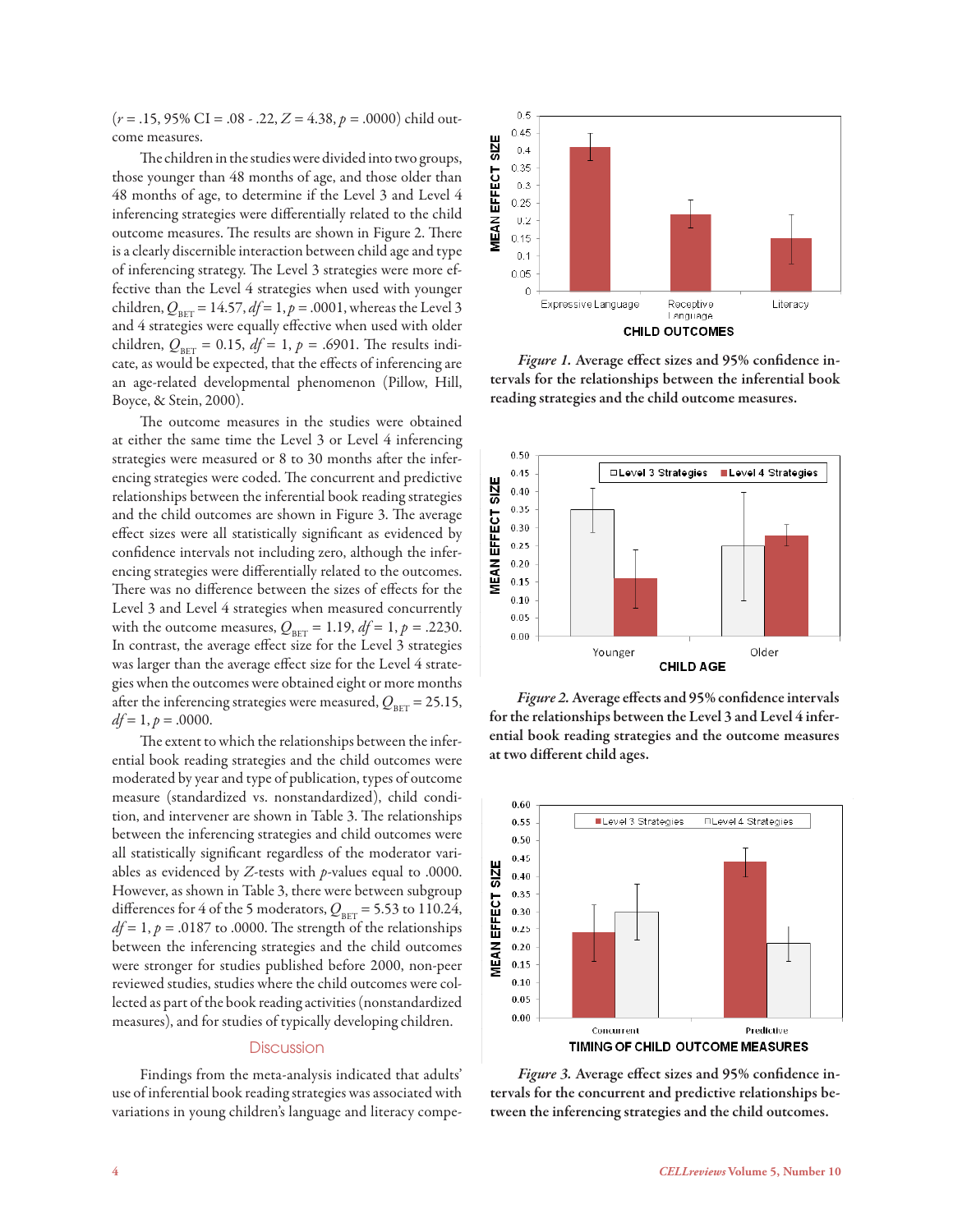($r$ = .15, 95% CI = .08 - .22, $Z$ = 4.38, $p$ = .0000) child outcome measures.

The children in the studies were divided into two groups, those younger than 48 months of age, and those older than 48 months of age, to determine if the Level 3 and Level 4 inferencing strategies were differentially related to the child outcome measures. The results are shown in Figure 2. There is a clearly discernible interaction between child age and type of inferencing strategy. The Level 3 strategies were more effective than the Level 4 strategies when used with younger children, $Q_{BET}$ = 14.57, $df$ = 1, $p$ = .0001, whereas the Level 3 and 4 strategies were equally effective when used with older children, $Q_{BET}$ = 0.15, $df$ = 1, $p$ = .6901. The results indicate, as would be expected, that the effects of inferencing are an age-related developmental phenomenon (Pillow, Hill, Boyce, & Stein, 2000).

The outcome measures in the studies were obtained at either the same time the Level 3 or Level 4 inferencing strategies were measured or 8 to 30 months after the inferencing strategies were coded. The concurrent and predictive relationships between the inferential book reading strategies and the child outcomes are shown in Figure 3. The average effect sizes were all statistically significant as evidenced by confidence intervals not including zero, although the inferencing strategies were differentially related to the outcomes. There was no difference between the sizes of effects for the Level 3 and Level 4 strategies when measured concurrently with the outcome measures, $Q_{BET}$ = 1.19, $df$ = 1, $p$ = .2230. In contrast, the average effect size for the Level 3 strategies was larger than the average effect size for the Level 4 strategies when the outcomes were obtained eight or more months after the inferencing strategies were measured, $Q_{BET}$ = 25.15, $df$ = 1, $p$ = .0000.

The extent to which the relationships between the inferential book reading strategies and the child outcomes were moderated by year and type of publication, types of outcome measure (standardized vs. nonstandardized), child condition, and intervener are shown in Table 3. The relationships between the inferencing strategies and child outcomes were all statistically significant regardless of the moderator variables as evidenced by $Z$-tests with $p$-values equal to .0000. However, as shown in Table 3, there were between subgroup differences for 4 of the 5 moderators, $Q_{BET}$ = 5.53 to 110.24, $df$ = 1, $p$ = .0187 to .0000. The strength of the relationships between the inferencing strategies and the child outcomes were stronger for studies published before 2000, non-peer reviewed studies, studies where the child outcomes were collected as part of the book reading activities (nonstandardized measures), and for studies of typically developing children.

## Discussion

Findings from the meta-analysis indicated that adults' use of inferential book reading strategies was associated with variations in young children's language and literacy compe-

*Figure 1.* **Average effect sizes and 95% confidence intervals for the relationships between the inferential book reading strategies and the child outcome measures.**

*Figure 2.* **Average effects and 95% confidence intervals for the relationships between the Level 3 and Level 4 inferential book reading strategies and the outcome measures at two different child ages.**

*Figure 3.* **Average effect sizes and 95% confidence intervals for the concurrent and predictive relationships between the inferencing strategies and the child outcomes.**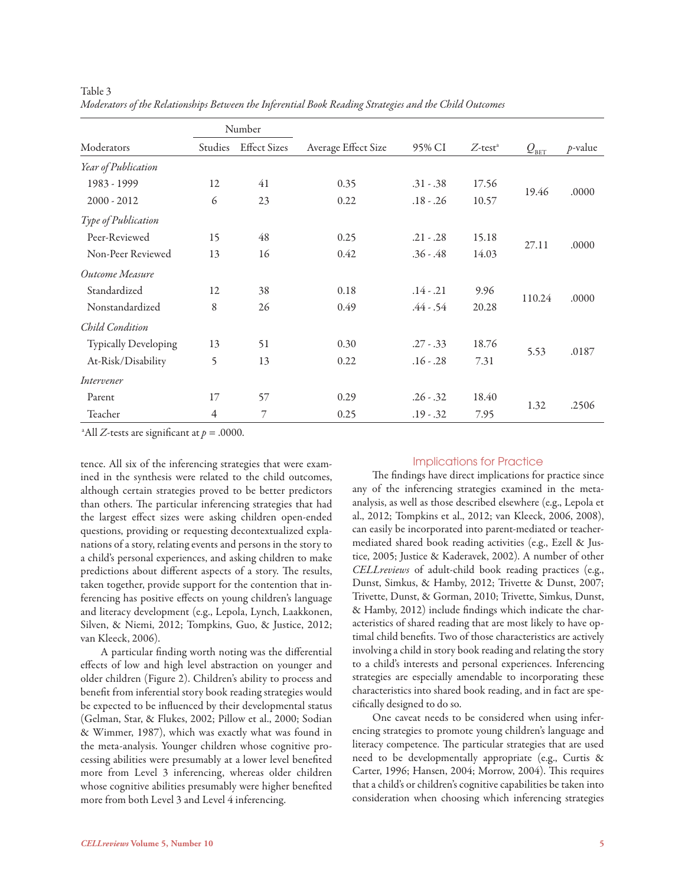Table 3
*Moderators of the Relationships Between the Inferential Book Reading Strategies and the Child Outcomes*

| Moderators | Number | | Average Effect Size | 95% CI | $Z$-test[a] | $Q_{BET}$ | $p$-value |
|---|---|---|---|---|---|---|---|
| | Studies | Effect Sizes | | | | | |
| *Year of Publication* | | | | | | | |
| 1983 - 1999 | 12 | 41 | 0.35 | .31 - .38 | 17.56 | 19.46 | .0000 |
| 2000 - 2012 | 6 | 23 | 0.22 | .18 - .26 | 10.57 | | |
| *Type of Publication* | | | | | | | |
| Peer-Reviewed | 15 | 48 | 0.25 | .21 - .28 | 15.18 | 27.11 | .0000 |
| Non-Peer Reviewed | 13 | 16 | 0.42 | .36 - .48 | 14.03 | | |
| *Outcome Measure* | | | | | | | |
| Standardized | 12 | 38 | 0.18 | .14 - .21 | 9.96 | 110.24 | .0000 |
| Nonstandardized | 8 | 26 | 0.49 | .44 - .54 | 20.28 | | |
| *Child Condition* | | | | | | | |
| Typically Developing | 13 | 51 | 0.30 | .27 - .33 | 18.76 | 5.53 | .0187 |
| At-Risk/Disability | 5 | 13 | 0.22 | .16 - .28 | 7.31 | | |
| *Intervener* | | | | | | | |
| Parent | 17 | 57 | 0.29 | .26 - .32 | 18.40 | 1.32 | .2506 |
| Teacher | 4 | 7 | 0.25 | .19 - .32 | 7.95 | | |

[a]All $Z$-tests are significant at $p = .0000$.

tence. All six of the inferencing strategies that were examined in the synthesis were related to the child outcomes, although certain strategies proved to be better predictors than others. The particular inferencing strategies that had the largest effect sizes were asking children open-ended questions, providing or requesting decontextualized explanations of a story, relating events and persons in the story to a child's personal experiences, and asking children to make predictions about different aspects of a story. The results, taken together, provide support for the contention that inferencing has positive effects on young children's language and literacy development (e.g., Lepola, Lynch, Laakkonen, Silven, & Niemi, 2012; Tompkins, Guo, & Justice, 2012; van Kleeck, 2006).

A particular finding worth noting was the differential effects of low and high level abstraction on younger and older children (Figure 2). Children's ability to process and benefit from inferential story book reading strategies would be expected to be influenced by their developmental status (Gelman, Star, & Flukes, 2002; Pillow et al., 2000; Sodian & Wimmer, 1987), which was exactly what was found in the meta-analysis. Younger children whose cognitive processing abilities were presumably at a lower level benefited more from Level 3 inferencing, whereas older children whose cognitive abilities presumably were higher benefited more from both Level 3 and Level 4 inferencing.

## Implications for Practice

The findings have direct implications for practice since any of the inferencing strategies examined in the meta-analysis, as well as those described elsewhere (e.g., Lepola et al., 2012; Tompkins et al., 2012; van Kleeck, 2006, 2008), can easily be incorporated into parent-mediated or teacher-mediated shared book reading activities (e.g., Ezell & Justice, 2005; Justice & Kaderavek, 2002). A number of other *CELLreviews* of adult-child book reading practices (e.g., Dunst, Simkus, & Hamby, 2012; Trivette & Dunst, 2007; Trivette, Dunst, & Gorman, 2010; Trivette, Simkus, Dunst, & Hamby, 2012) include findings which indicate the characteristics of shared reading that are most likely to have optimal child benefits. Two of those characteristics are actively involving a child in story book reading and relating the story to a child's interests and personal experiences. Inferencing strategies are especially amendable to incorporating these characteristics into shared book reading, and in fact are specifically designed to do so.

One caveat needs to be considered when using inferencing strategies to promote young children's language and literacy competence. The particular strategies that are used need to be developmentally appropriate (e.g., Curtis & Carter, 1996; Hansen, 2004; Morrow, 2004). This requires that a child's or children's cognitive capabilities be taken into consideration when choosing which inferencing strategies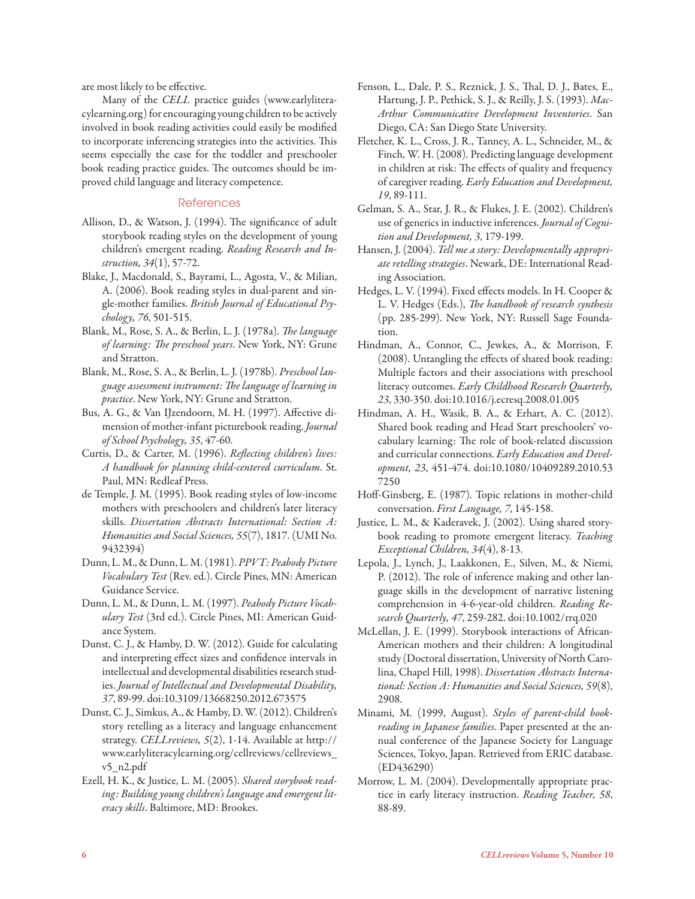are most likely to be effective.

Many of the *CELL* practice guides (www.earlyliteracylearning.org) for encouraging young children to be actively involved in book reading activities could easily be modified to incorporate inferencing strategies into the activities. This seems especially the case for the toddler and preschooler book reading practice guides. The outcomes should be improved child language and literacy competence.

## References

Allison, D., & Watson, J. (1994). The significance of adult storybook reading styles on the development of young children's emergent reading. *Reading Research and Instruction, 34*(1), 57-72.

Blake, J., Macdonald, S., Bayrami, L., Agosta, V., & Milian, A. (2006). Book reading styles in dual-parent and single-mother families. *British Journal of Educational Psychology, 76*, 501-515.

Blank, M., Rose, S. A., & Berlin, L. J. (1978a). *The language of learning: The preschool years*. New York, NY: Grune and Stratton.

Blank, M., Rose, S. A., & Berlin, L. J. (1978b). *Preschool language assessment instrument: The language of learning in practice*. New York, NY: Grune and Stratton.

Bus, A. G., & Van IJzendoorn, M. H. (1997). Affective dimension of mother-infant picturebook reading. *Journal of School Psychology, 35*, 47-60.

Curtis, D., & Carter, M. (1996). *Reflecting children's lives: A handbook for planning child-centered curriculum*. St. Paul, MN: Redleaf Press.

de Temple, J. M. (1995). Book reading styles of low-income mothers with preschoolers and children's later literacy skills. *Dissertation Abstracts International: Section A: Humanities and Social Sciences, 55*(7), 1817. (UMI No. 9432394)

Dunn, L. M., & Dunn, L. M. (1981). *PPVT: Peabody Picture Vocabulary Test* (Rev. ed.). Circle Pines, MN: American Guidance Service.

Dunn, L. M., & Dunn, L. M. (1997). *Peabody Picture Vocabulary Test* (3rd ed.). Circle Pines, MI: American Guidance System.

Dunst, C. J., & Hamby, D. W. (2012). Guide for calculating and interpreting effect sizes and confidence intervals in intellectual and developmental disabilities research studies. *Journal of Intellectual and Developmental Disability, 37*, 89-99. doi:10.3109/13668250.2012.673575

Dunst, C. J., Simkus, A., & Hamby, D. W. (2012). Children's story retelling as a literacy and language enhancement strategy. *CELLreviews, 5*(2), 1-14. Available at http://www.earlyliteracylearning.org/cellreviews/cellreviews_v5_n2.pdf

Ezell, H. K., & Justice, L. M. (2005). *Shared storybook reading: Building young children's language and emergent literacy skills*. Baltimore, MD: Brookes.

Fenson, L., Dale, P. S., Reznick, J. S., Thal, D. J., Bates, E., Hartung, J. P., Pethick, S. J., & Reilly, J. S. (1993). *MacArthur Communicative Development Inventories*. San Diego, CA: San Diego State University.

Fletcher, K. L., Cross, J. R., Tanney, A. L., Schneider, M., & Finch, W. H. (2008). Predicting language development in children at risk: The effects of quality and frequency of caregiver reading. *Early Education and Development, 19*, 89-111.

Gelman, S. A., Star, J. R., & Flukes, J. E. (2002). Children's use of generics in inductive inferences. *Journal of Cognition and Development, 3*, 179-199.

Hansen, J. (2004). *Tell me a story: Developmentally appropriate retelling strategies*. Newark, DE: International Reading Association.

Hedges, L. V. (1994). Fixed effects models. In H. Cooper & L. V. Hedges (Eds.), *The handbook of research synthesis* (pp. 285-299). New York, NY: Russell Sage Foundation.

Hindman, A., Connor, C., Jewkes, A., & Morrison, F. (2008). Untangling the effects of shared book reading: Multiple factors and their associations with preschool literacy outcomes. *Early Childhood Research Quarterly, 23*, 330-350. doi:10.1016/j.ecresq.2008.01.005

Hindman, A. H., Wasik, B. A., & Erhart, A. C. (2012). Shared book reading and Head Start preschoolers' vocabulary learning: The role of book-related discussion and curricular connections. *Early Education and Development, 23*, 451-474. doi:10.1080/10409289.2010.537250

Hoff-Ginsberg, E. (1987). Topic relations in mother-child conversation. *First Language, 7*, 145-158.

Justice, L. M., & Kaderavek, J. (2002). Using shared storybook reading to promote emergent literacy. *Teaching Exceptional Children, 34*(4), 8-13.

Lepola, J., Lynch, J., Laakkonen, E., Silven, M., & Niemi, P. (2012). The role of inference making and other language skills in the development of narrative listening comprehension in 4-6-year-old children. *Reading Research Quarterly, 47*, 259-282. doi:10.1002/rrq.020

McLellan, J. E. (1999). Storybook interactions of African-American mothers and their children: A longitudinal study (Doctoral dissertation, University of North Carolina, Chapel Hill, 1998). *Dissertation Abstracts International: Section A: Humanities and Social Sciences, 59*(8), 2908.

Minami, M. (1999, August). *Styles of parent-child bookreading in Japanese families*. Paper presented at the annual conference of the Japanese Society for Language Sciences, Tokyo, Japan. Retrieved from ERIC database. (ED436290)

Morrow, L. M. (2004). Developmentally appropriate practice in early literacy instruction. *Reading Teacher, 58*, 88-89.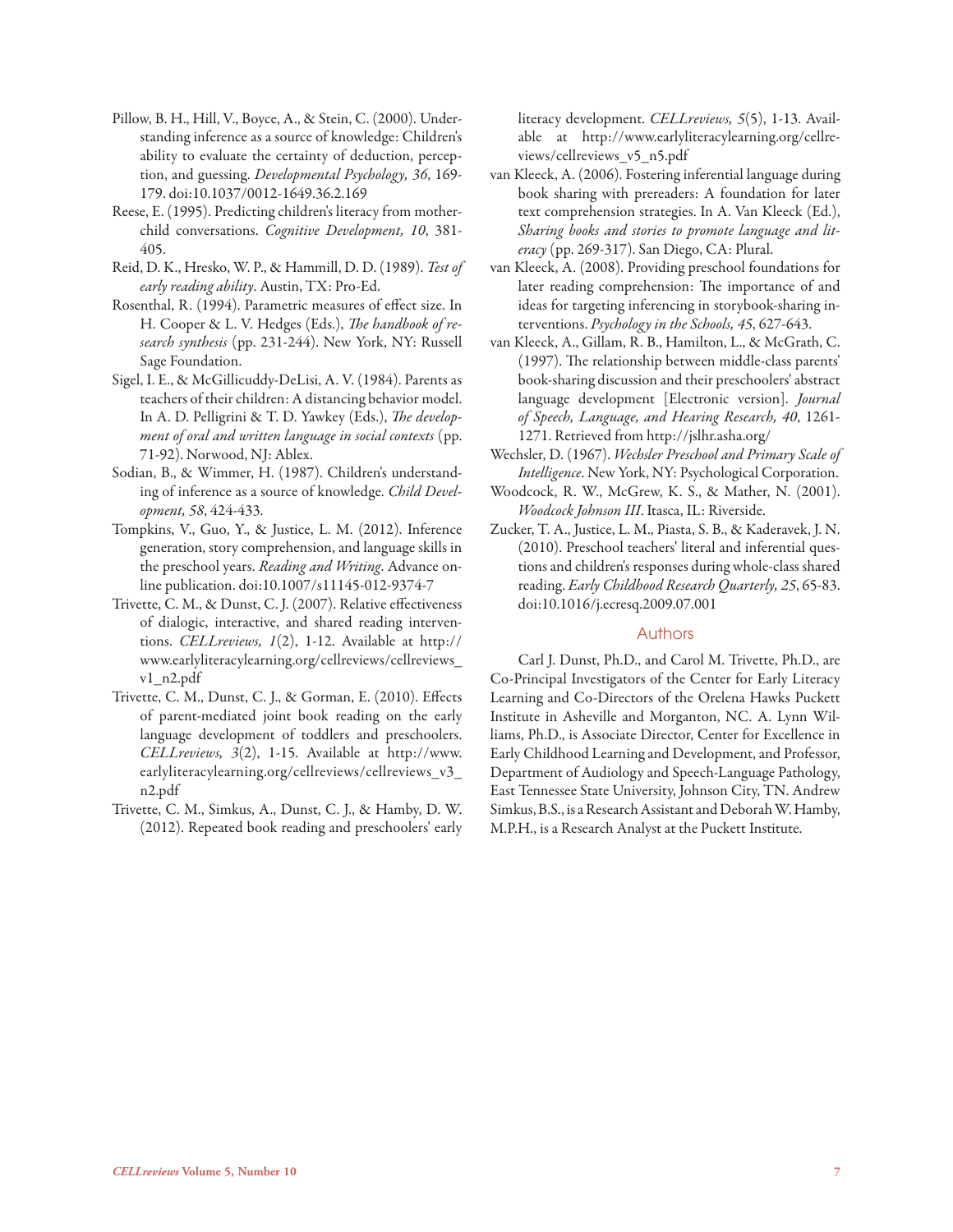Pillow, B. H., Hill, V., Boyce, A., & Stein, C. (2000). Understanding inference as a source of knowledge: Children's ability to evaluate the certainty of deduction, perception, and guessing. *Developmental Psychology, 36*, 169-179. doi:10.1037/0012-1649.36.2.169

Reese, E. (1995). Predicting children's literacy from mother-child conversations. *Cognitive Development, 10*, 381-405.

Reid, D. K., Hresko, W. P., & Hammill, D. D. (1989). *Test of early reading ability*. Austin, TX: Pro-Ed.

Rosenthal, R. (1994). Parametric measures of effect size. In H. Cooper & L. V. Hedges (Eds.), *The handbook of research synthesis* (pp. 231-244). New York, NY: Russell Sage Foundation.

Sigel, I. E., & McGillicuddy-DeLisi, A. V. (1984). Parents as teachers of their children: A distancing behavior model. In A. D. Pelligrini & T. D. Yawkey (Eds.), *The development of oral and written language in social contexts* (pp. 71-92). Norwood, NJ: Ablex.

Sodian, B., & Wimmer, H. (1987). Children's understanding of inference as a source of knowledge. *Child Development, 58*, 424-433.

Tompkins, V., Guo, Y., & Justice, L. M. (2012). Inference generation, story comprehension, and language skills in the preschool years. *Reading and Writing*. Advance online publication. doi:10.1007/s11145-012-9374-7

Trivette, C. M., & Dunst, C. J. (2007). Relative effectiveness of dialogic, interactive, and shared reading interventions. *CELLreviews, 1*(2), 1-12. Available at http://www.earlyliteracylearning.org/cellreviews/cellreviews_v1_n2.pdf

Trivette, C. M., Dunst, C. J., & Gorman, E. (2010). Effects of parent-mediated joint book reading on the early language development of toddlers and preschoolers. *CELLreviews, 3*(2), 1-15. Available at http://www.earlyliteracylearning.org/cellreviews/cellreviews_v3_n2.pdf

Trivette, C. M., Simkus, A., Dunst, C. J., & Hamby, D. W. (2012). Repeated book reading and preschoolers' early literacy development. *CELLreviews, 5*(5), 1-13. Available at http://www.earlyliteracylearning.org/cellreviews/cellreviews_v5_n5.pdf

van Kleeck, A. (2006). Fostering inferential language during book sharing with prereaders: A foundation for later text comprehension strategies. In A. Van Kleeck (Ed.), *Sharing books and stories to promote language and literacy* (pp. 269-317). San Diego, CA: Plural.

van Kleeck, A. (2008). Providing preschool foundations for later reading comprehension: The importance of and ideas for targeting inferencing in storybook-sharing interventions. *Psychology in the Schools, 45*, 627-643.

van Kleeck, A., Gillam, R. B., Hamilton, L., & McGrath, C. (1997). The relationship between middle-class parents' book-sharing discussion and their preschoolers' abstract language development [Electronic version]. *Journal of Speech, Language, and Hearing Research, 40*, 1261-1271. Retrieved from http://jslhr.asha.org/

Wechsler, D. (1967). *Wechsler Preschool and Primary Scale of Intelligence*. New York, NY: Psychological Corporation.

Woodcock, R. W., McGrew, K. S., & Mather, N. (2001). *Woodcock Johnson III*. Itasca, IL: Riverside.

Zucker, T. A., Justice, L. M., Piasta, S. B., & Kaderavek, J. N. (2010). Preschool teachers' literal and inferential questions and children's responses during whole-class shared reading. *Early Childhood Research Quarterly, 25*, 65-83. doi:10.1016/j.ecresq.2009.07.001

## Authors

Carl J. Dunst, Ph.D., and Carol M. Trivette, Ph.D., are Co-Principal Investigators of the Center for Early Literacy Learning and Co-Directors of the Orelena Hawks Puckett Institute in Asheville and Morganton, NC. A. Lynn Williams, Ph.D., is Associate Director, Center for Excellence in Early Childhood Learning and Development, and Professor, Department of Audiology and Speech-Language Pathology, East Tennessee State University, Johnson City, TN. Andrew Simkus, B.S., is a Research Assistant and Deborah W. Hamby, M.P.H., is a Research Analyst at the Puckett Institute.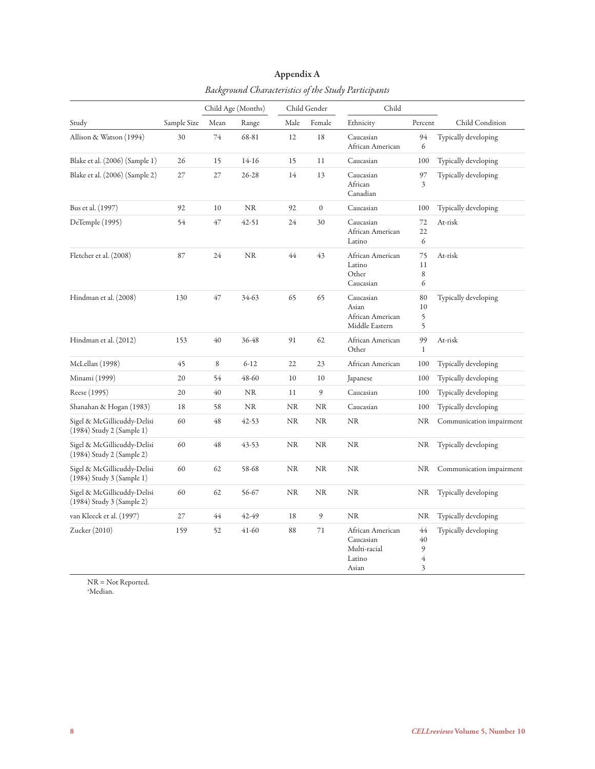# Appendix A

*Background Characteristics of the Study Participants*

| Study | Sample Size | Child Age (Months) | | Child Gender | | Child | | Child Condition |
|---|---|---|---|---|---|---|---|---|
| | | Mean | Range | Male | Female | Ethnicity | Percent | |
| Allison & Watson (1994) | 30 | 74 | 68-81 | 12 | 18 | Caucasian<br>African American | 94<br>6 | Typically developing |
| Blake et al. (2006) (Sample 1) | 26 | 15 | 14-16 | 15 | 11 | Caucasian | 100 | Typically developing |
| Blake et al. (2006) (Sample 2) | 27 | 27 | 26-28 | 14 | 13 | Caucasian<br>African Canadian | 97<br>3 | Typically developing |
| Bus et al. (1997) | 92 | 10 | NR | 92 | 0 | Caucasian | 100 | Typically developing |
| DeTemple (1995) | 54 | 47 | 42-51 | 24 | 30 | Caucasian<br>African American<br>Latino | 72<br>22<br>6 | At-risk |
| Fletcher et al. (2008) | 87 | 24 | NR | 44 | 43 | African American<br>Latino<br>Other<br>Caucasian | 75<br>11<br>8<br>6 | At-risk |
| Hindman et al. (2008) | 130 | 47 | 34-63 | 65 | 65 | Caucasian<br>Asian<br>African American<br>Middle Eastern | 80<br>10<br>5<br>5 | Typically developing |
| Hindman et al. (2012) | 153 | 40 | 36-48 | 91 | 62 | African American<br>Other | 99<br>1 | At-risk |
| McLellan (1998) | 45 | 8 | 6-12 | 22 | 23 | African American | 100 | Typically developing |
| Minami (1999) | 20 | 54 | 48-60 | 10 | 10 | Japanese | 100 | Typically developing |
| Reese (1995) | 20 | 40 | NR | 11 | 9 | Caucasian | 100 | Typically developing |
| Shanahan & Hogan (1983) | 18 | 58 | NR | NR | NR | Caucasian | 100 | Typically developing |
| Sigel & McGillicuddy-Delisi (1984) Study 2 (Sample 1) | 60 | 48 | 42-53 | NR | NR | NR | NR | Communication impairment |
| Sigel & McGillicuddy-Delisi (1984) Study 2 (Sample 2) | 60 | 48 | 43-53 | NR | NR | NR | NR | Typically developing |
| Sigel & McGillicuddy-Delisi (1984) Study 3 (Sample 1) | 60 | 62 | 58-68 | NR | NR | NR | NR | Communication impairment |
| Sigel & McGillicuddy-Delisi (1984) Study 3 (Sample 2) | 60 | 62 | 56-67 | NR | NR | NR | NR | Typically developing |
| van Kleeck et al. (1997) | 27 | 44 | 42-49 | 18 | 9 | NR | NR | Typically developing |
| Zucker (2010) | 159 | 52 | 41-60 | 88 | 71 | African American<br>Caucasian<br>Multi-racial<br>Latino<br>Asian | 44<br>40<br>9<br>4<br>3 | Typically developing |

NR = Not Reported.
[a]Median.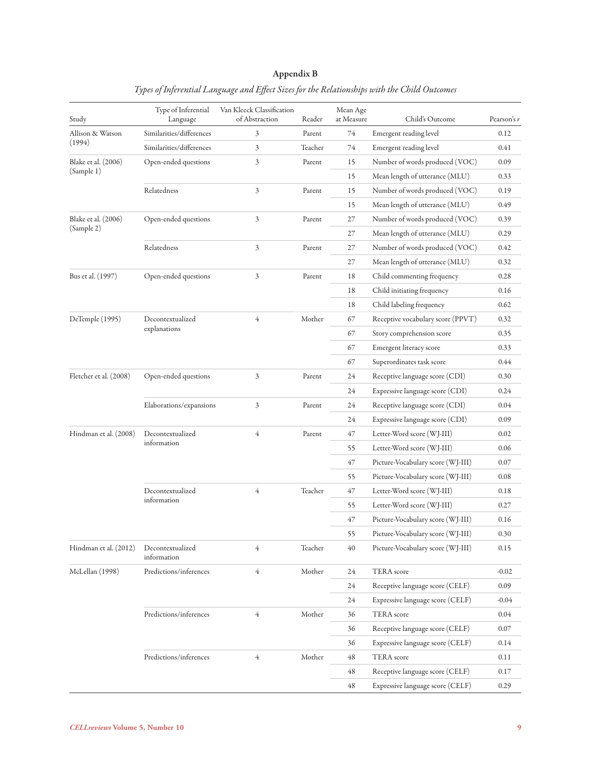## Appendix B

*Types of Inferential Language and Effect Sizes for the Relationships with the Child Outcomes*

| Study | Type of Inferential Language | Van Kleeck Classification of Abstraction | Reader | Mean Age at Measure | Child's Outcome | Pearson's $r$ |
|---|---|---|---|---|---|---|
| Allison & Watson (1994) | Similarities/differences | 3 | Parent | 74 | Emergent reading level | 0.12 |
| | Similarities/differences | 3 | Teacher | 74 | Emergent reading level | 0.41 |
| Blake et al. (2006) (Sample 1) | Open-ended questions | 3 | Parent | 15 | Number of words produced (VOC) | 0.09 |
| | | | | 15 | Mean length of utterance (MLU) | 0.33 |
| | Relatedness | 3 | Parent | 15 | Number of words produced (VOC) | 0.19 |
| | | | | 15 | Mean length of utterance (MLU) | 0.49 |
| Blake et al. (2006) (Sample 2) | Open-ended questions | 3 | Parent | 27 | Number of words produced (VOC) | 0.39 |
| | | | | 27 | Mean length of utterance (MLU) | 0.29 |
| | Relatedness | 3 | Parent | 27 | Number of words produced (VOC) | 0.42 |
| | | | | 27 | Mean length of utterance (MLU) | 0.32 |
| Bus et al. (1997) | Open-ended questions | 3 | Parent | 18 | Child commenting frequency | 0.28 |
| | | | | 18 | Child initiating frequency | 0.16 |
| | | | | 18 | Child labeling frequency | 0.62 |
| DeTemple (1995) | Decontextualized explanations | 4 | Mother | 67 | Receptive vocabulary score (PPVT) | 0.32 |
| | | | | 67 | Story comprehension score | 0.35 |
| | | | | 67 | Emergent literacy score | 0.33 |
| | | | | 67 | Superordinates task score | 0.44 |
| Fletcher et al. (2008) | Open-ended questions | 3 | Parent | 24 | Receptive language score (CDI) | 0.30 |
| | | | | 24 | Expressive language score (CDI) | 0.24 |
| | Elaborations/expansions | 3 | Parent | 24 | Receptive language score (CDI) | 0.04 |
| | | | | 24 | Expressive language score (CDI) | 0.09 |
| Hindman et al. (2008) | Decontextualized information | 4 | Parent | 47 | Letter-Word score (WJ-III) | 0.02 |
| | | | | 55 | Letter-Word score (WJ-III) | 0.06 |
| | | | | 47 | Picture-Vocabulary score (WJ-III) | 0.07 |
| | | | | 55 | Picture-Vocabulary score (WJ-III) | 0.08 |
| | Decontextualized information | 4 | Teacher | 47 | Letter-Word score (WJ-III) | 0.18 |
| | | | | 55 | Letter-Word score (WJ-III) | 0.27 |
| | | | | 47 | Picture-Vocabulary score (WJ-III) | 0.16 |
| | | | | 55 | Picture-Vocabulary score (WJ-III) | 0.30 |
| Hindman et al. (2012) | Decontextualized information | 4 | Teacher | 40 | Picture-Vocabulary score (WJ-III) | 0.15 |
| McLellan (1998) | Predictions/inferences | 4 | Mother | 24 | TERA score | -0.02 |
| | | | | 24 | Receptive language score (CELF) | 0.09 |
| | | | | 24 | Expressive language score (CELF) | -0.04 |
| | Predictions/inferences | 4 | Mother | 36 | TERA score | 0.04 |
| | | | | 36 | Receptive language score (CELF) | 0.07 |
| | | | | 36 | Expressive language score (CELF) | 0.14 |
| | Predictions/inferences | 4 | Mother | 48 | TERA score | 0.11 |
| | | | | 48 | Receptive language score (CELF) | 0.17 |
| | | | | 48 | Expressive language score (CELF) | 0.29 |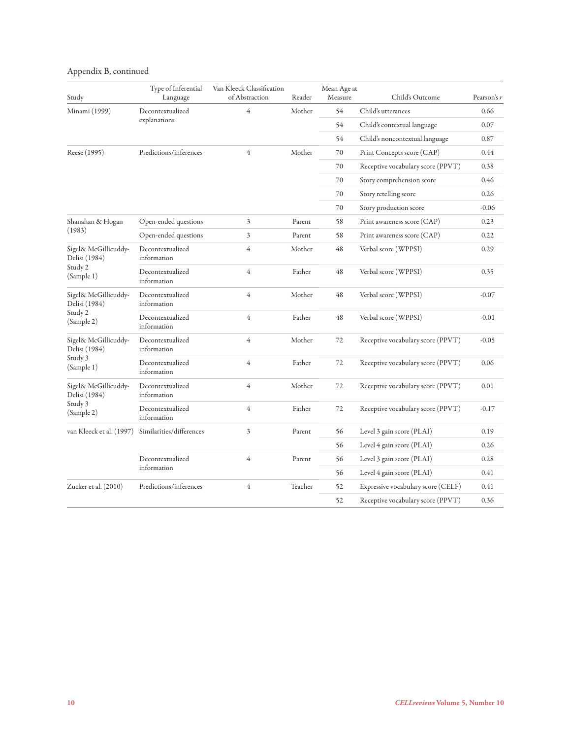Appendix B, continued

| Study | Type of Inferential Language | Van Kleeck Classification of Abstraction | Reader | Mean Age at Measure | Child's Outcome | Pearson's *r* |
|---|---|---|---|---|---|---|
| Minami (1999) | Decontextualized explanations | 4 | Mother | 54 | Child's utterances | 0.66 |
| | | | | 54 | Child's contextual language | 0.07 |
| | | | | 54 | Child's noncontextual language | 0.87 |
| Reese (1995) | Predictions/inferences | 4 | Mother | 70 | Print Concepts score (CAP) | 0.44 |
| | | | | 70 | Receptive vocabulary score (PPVT) | 0.38 |
| | | | | 70 | Story comprehension score | 0.46 |
| | | | | 70 | Story retelling score | 0.26 |
| | | | | 70 | Story production score | -0.06 |
| Shanahan & Hogan (1983) | Open-ended questions | 3 | Parent | 58 | Print awareness score (CAP) | 0.23 |
| | Open-ended questions | 3 | Parent | 58 | Print awareness score (CAP) | 0.22 |
| Sigel& McGillicuddy-Delisi (1984) Study 2 (Sample 1) | Decontextualized information | 4 | Mother | 48 | Verbal score (WPPSI) | 0.29 |
| | Decontextualized information | 4 | Father | 48 | Verbal score (WPPSI) | 0.35 |
| Sigel& McGillicuddy-Delisi (1984) Study 2 (Sample 2) | Decontextualized information | 4 | Mother | 48 | Verbal score (WPPSI) | -0.07 |
| | Decontextualized information | 4 | Father | 48 | Verbal score (WPPSI) | -0.01 |
| Sigel& McGillicuddy-Delisi (1984) Study 3 (Sample 1) | Decontextualized information | 4 | Mother | 72 | Receptive vocabulary score (PPVT) | -0.05 |
| | Decontextualized information | 4 | Father | 72 | Receptive vocabulary score (PPVT) | 0.06 |
| Sigel& McGillicuddy-Delisi (1984) Study 3 (Sample 2) | Decontextualized information | 4 | Mother | 72 | Receptive vocabulary score (PPVT) | 0.01 |
| | Decontextualized information | 4 | Father | 72 | Receptive vocabulary score (PPVT) | -0.17 |
| van Kleeck et al. (1997) | Similarities/differences | 3 | Parent | 56 | Level 3 gain score (PLAI) | 0.19 |
| | | | | 56 | Level 4 gain score (PLAI) | 0.26 |
| | Decontextualized information | 4 | Parent | 56 | Level 3 gain score (PLAI) | 0.28 |
| | | | | 56 | Level 4 gain score (PLAI) | 0.41 |
| Zucker et al. (2010) | Predictions/inferences | 4 | Teacher | 52 | Expressive vocabulary score (CELF) | 0.41 |
| | | | | 52 | Receptive vocabulary score (PPVT) | 0.36 |